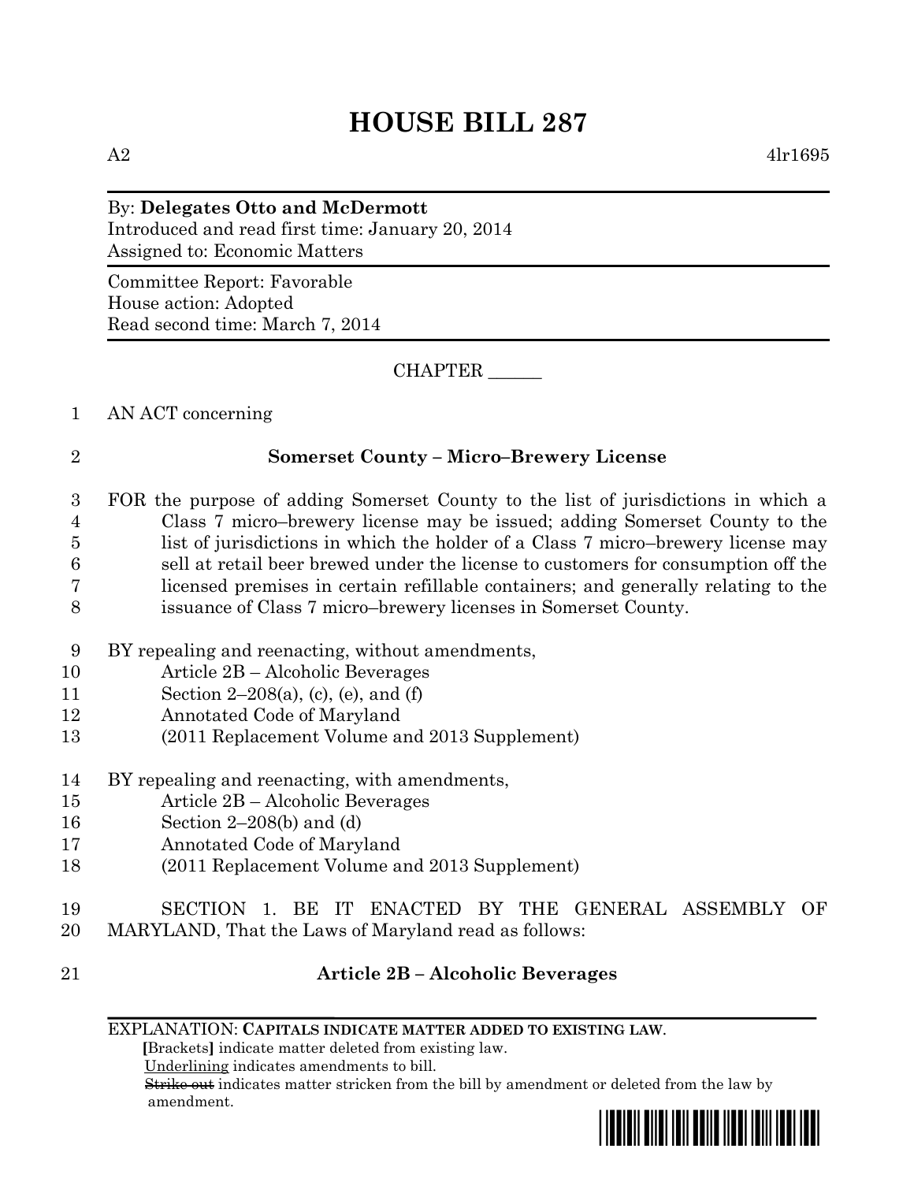# HOUSE BILL 287

A2 4lr1695

By: **Delegates Otto and McDermott**
Introduced and read first time: January 20, 2014
Assigned to: Economic Matters

Committee Report: Favorable
House action: Adopted
Read second time: March 7, 2014

CHAPTER ______

1 AN ACT concerning

2 **Somerset County – Micro–Brewery License**

3 FOR the purpose of adding Somerset County to the list of jurisdictions in which a
4 Class 7 micro–brewery license may be issued; adding Somerset County to the
5 list of jurisdictions in which the holder of a Class 7 micro–brewery license may
6 sell at retail beer brewed under the license to customers for consumption off the
7 licensed premises in certain refillable containers; and generally relating to the
8 issuance of Class 7 micro–brewery licenses in Somerset County.

9 BY repealing and reenacting, without amendments,
10 Article 2B – Alcoholic Beverages
11 Section 2–208(a), (c), (e), and (f)
12 Annotated Code of Maryland
13 (2011 Replacement Volume and 2013 Supplement)

14 BY repealing and reenacting, with amendments,
15 Article 2B – Alcoholic Beverages
16 Section 2–208(b) and (d)
17 Annotated Code of Maryland
18 (2011 Replacement Volume and 2013 Supplement)

19 SECTION 1. BE IT ENACTED BY THE GENERAL ASSEMBLY OF
20 MARYLAND, That the Laws of Maryland read as follows:

21 **Article 2B – Alcoholic Beverages**

EXPLANATION: **CAPITALS INDICATE MATTER ADDED TO EXISTING LAW.**
**[**Brackets**]** indicate matter deleted from existing law.
Underlining indicates amendments to bill.
~~Strike out~~ indicates matter stricken from the bill by amendment or deleted from the law by amendment.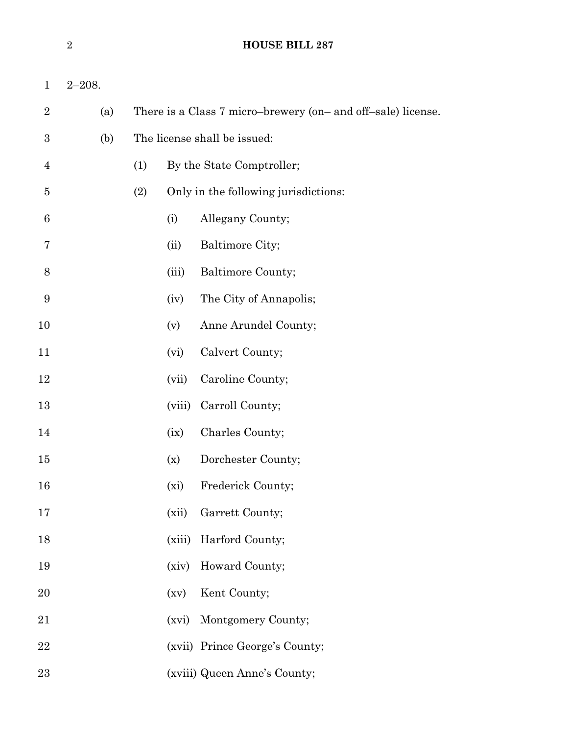2–208.

(a) There is a Class 7 micro–brewery (on– and off–sale) license.

(b) The license shall be issued:

(1) By the State Comptroller;

(2) Only in the following jurisdictions:

(i) Allegany County;

(ii) Baltimore City;

(iii) Baltimore County;

(iv) The City of Annapolis;

(v) Anne Arundel County;

(vi) Calvert County;

(vii) Caroline County;

(viii) Carroll County;

(ix) Charles County;

(x) Dorchester County;

(xi) Frederick County;

(xii) Garrett County;

(xiii) Harford County;

(xiv) Howard County;

(xv) Kent County;

(xvi) Montgomery County;

(xvii) Prince George's County;

(xviii) Queen Anne's County;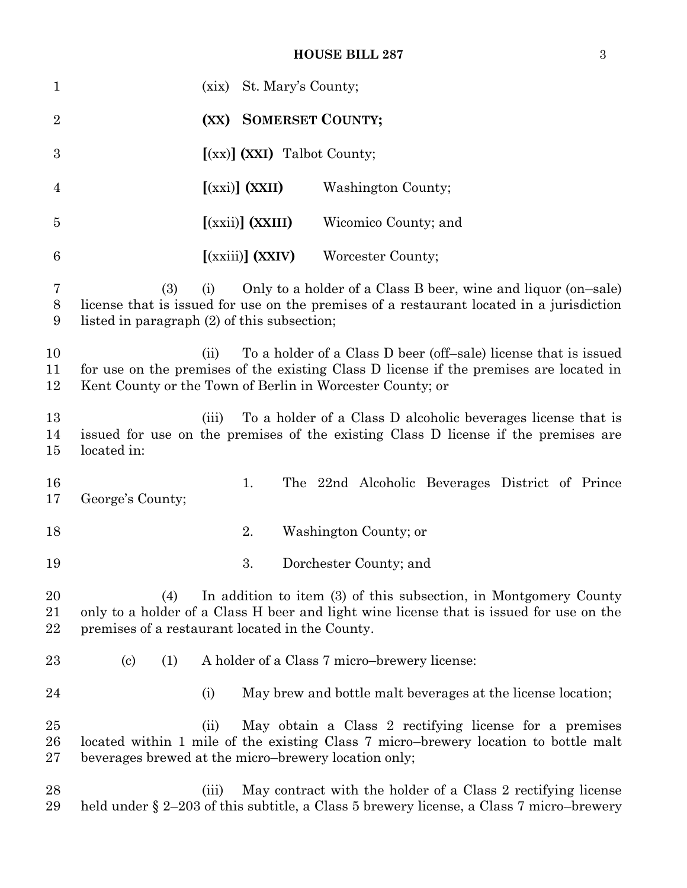(xix) St. Mary's County;

**(XX) SOMERSET COUNTY;**

**[**(xx)**] (XXI)** Talbot County;

**[**(xxi)**] (XXII)** Washington County;

**[**(xxii)**] (XXIII)** Wicomico County; and

**[**(xxiii)**] (XXIV)** Worcester County;

(3) (i) Only to a holder of a Class B beer, wine and liquor (on–sale) license that is issued for use on the premises of a restaurant located in a jurisdiction listed in paragraph (2) of this subsection;

(ii) To a holder of a Class D beer (off–sale) license that is issued for use on the premises of the existing Class D license if the premises are located in Kent County or the Town of Berlin in Worcester County; or

(iii) To a holder of a Class D alcoholic beverages license that is issued for use on the premises of the existing Class D license if the premises are located in:

1. The 22nd Alcoholic Beverages District of Prince George's County;

2. Washington County; or

3. Dorchester County; and

(4) In addition to item (3) of this subsection, in Montgomery County only to a holder of a Class H beer and light wine license that is issued for use on the premises of a restaurant located in the County.

(c) (1) A holder of a Class 7 micro–brewery license:

(i) May brew and bottle malt beverages at the license location;

(ii) May obtain a Class 2 rectifying license for a premises located within 1 mile of the existing Class 7 micro–brewery location to bottle malt beverages brewed at the micro–brewery location only;

(iii) May contract with the holder of a Class 2 rectifying license held under § 2–203 of this subtitle, a Class 5 brewery license, a Class 7 micro–brewery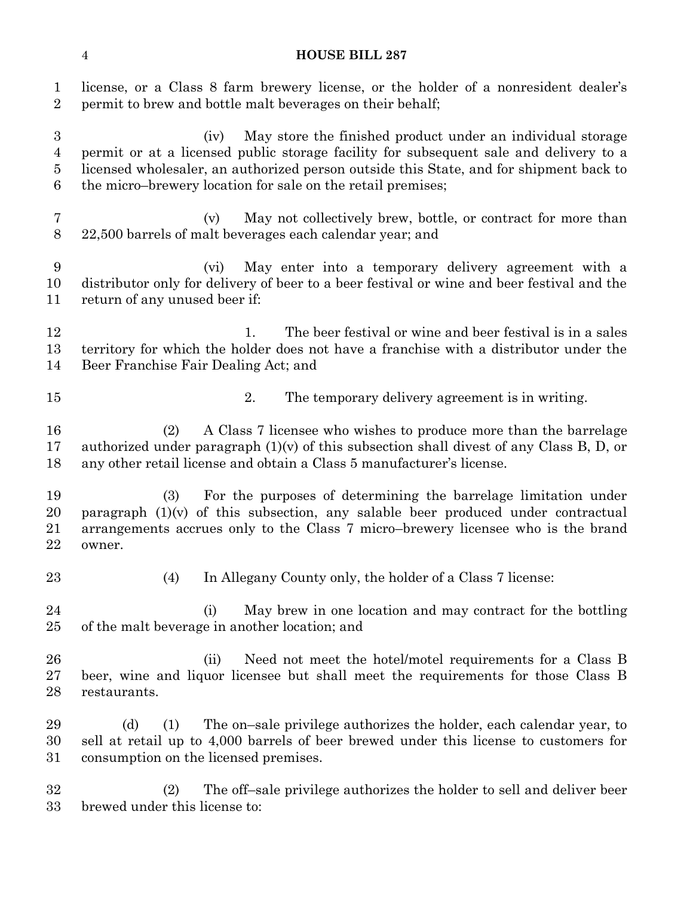license, or a Class 8 farm brewery license, or the holder of a nonresident dealer's permit to brew and bottle malt beverages on their behalf;

(iv) May store the finished product under an individual storage permit or at a licensed public storage facility for subsequent sale and delivery to a licensed wholesaler, an authorized person outside this State, and for shipment back to the micro–brewery location for sale on the retail premises;

(v) May not collectively brew, bottle, or contract for more than 22,500 barrels of malt beverages each calendar year; and

(vi) May enter into a temporary delivery agreement with a distributor only for delivery of beer to a beer festival or wine and beer festival and the return of any unused beer if:

1. The beer festival or wine and beer festival is in a sales territory for which the holder does not have a franchise with a distributor under the Beer Franchise Fair Dealing Act; and

2. The temporary delivery agreement is in writing.

(2) A Class 7 licensee who wishes to produce more than the barrelage authorized under paragraph (1)(v) of this subsection shall divest of any Class B, D, or any other retail license and obtain a Class 5 manufacturer's license.

(3) For the purposes of determining the barrelage limitation under paragraph (1)(v) of this subsection, any salable beer produced under contractual arrangements accrues only to the Class 7 micro–brewery licensee who is the brand owner.

(4) In Allegany County only, the holder of a Class 7 license:

(i) May brew in one location and may contract for the bottling of the malt beverage in another location; and

(ii) Need not meet the hotel/motel requirements for a Class B beer, wine and liquor licensee but shall meet the requirements for those Class B restaurants.

(d) (1) The on–sale privilege authorizes the holder, each calendar year, to sell at retail up to 4,000 barrels of beer brewed under this license to customers for consumption on the licensed premises.

(2) The off–sale privilege authorizes the holder to sell and deliver beer brewed under this license to: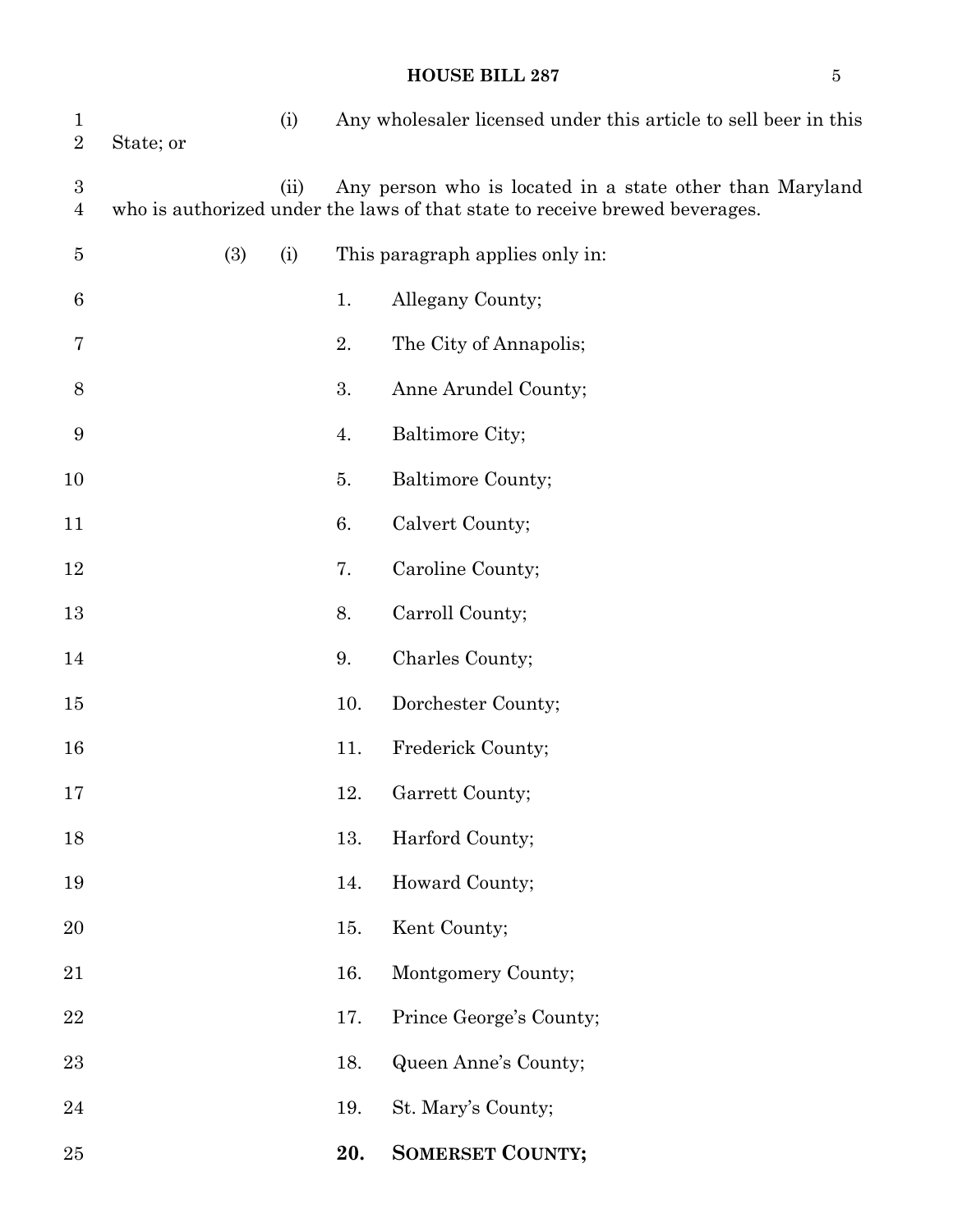(i) Any wholesaler licensed under this article to sell beer in this State; or

(ii) Any person who is located in a state other than Maryland who is authorized under the laws of that state to receive brewed beverages.

(3) (i) This paragraph applies only in:

1. Allegany County;

2. The City of Annapolis;

3. Anne Arundel County;

4. Baltimore City;

5. Baltimore County;

6. Calvert County;

7. Caroline County;

8. Carroll County;

9. Charles County;

10. Dorchester County;

11. Frederick County;

12. Garrett County;

13. Harford County;

14. Howard County;

15. Kent County;

16. Montgomery County;

17. Prince George's County;

18. Queen Anne's County;

19. St. Mary's County;

**20. SOMERSET COUNTY;**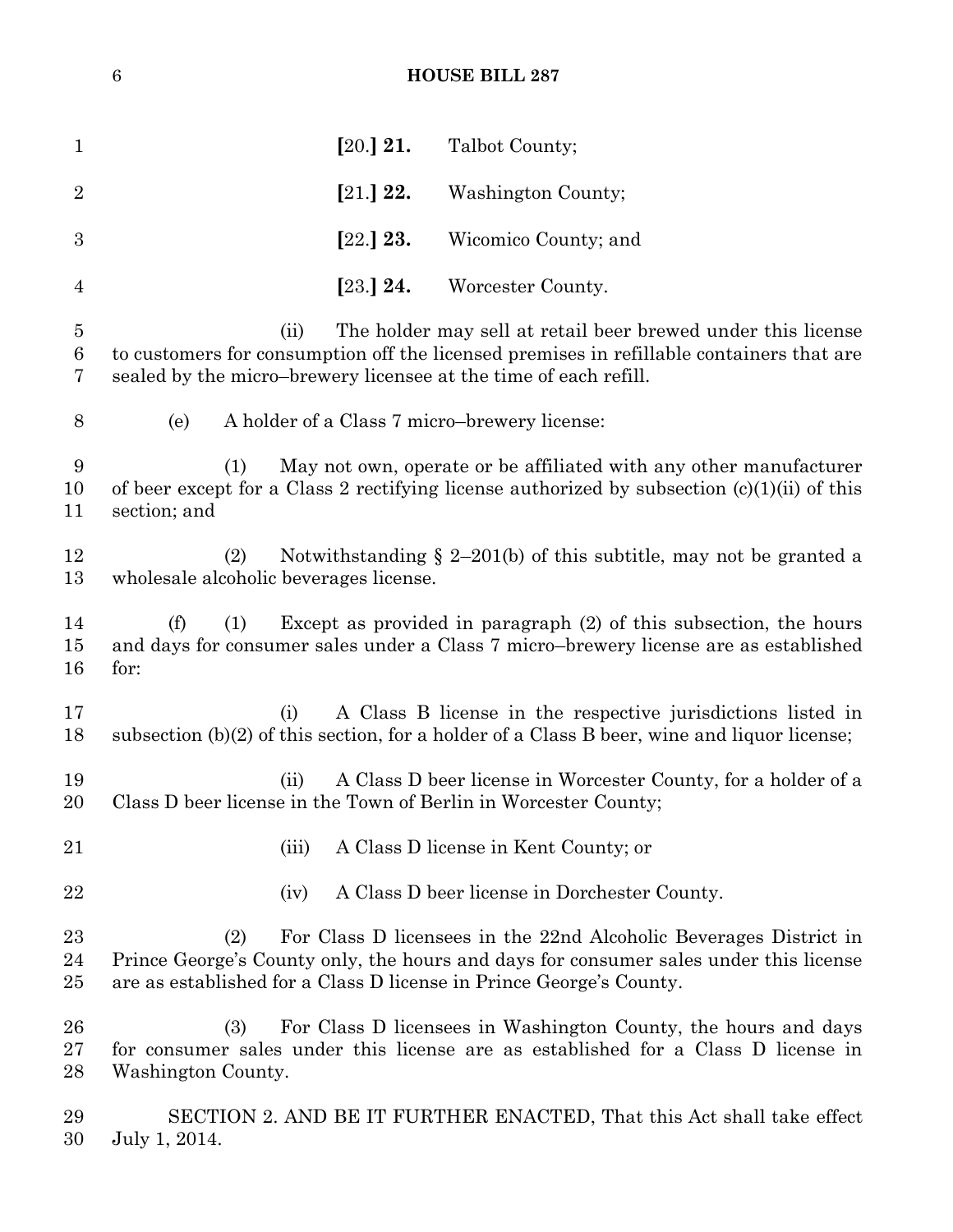**[**20.**]** **21.** Talbot County;

**[**21.**]** **22.** Washington County;

**[**22.**]** **23.** Wicomico County; and

**[**23.**]** **24.** Worcester County.

(ii) The holder may sell at retail beer brewed under this license to customers for consumption off the licensed premises in refillable containers that are sealed by the micro–brewery licensee at the time of each refill.

(e) A holder of a Class 7 micro–brewery license:

(1) May not own, operate or be affiliated with any other manufacturer of beer except for a Class 2 rectifying license authorized by subsection (c)(1)(ii) of this section; and

(2) Notwithstanding § 2–201(b) of this subtitle, may not be granted a wholesale alcoholic beverages license.

(f) (1) Except as provided in paragraph (2) of this subsection, the hours and days for consumer sales under a Class 7 micro–brewery license are as established for:

(i) A Class B license in the respective jurisdictions listed in subsection (b)(2) of this section, for a holder of a Class B beer, wine and liquor license;

(ii) A Class D beer license in Worcester County, for a holder of a Class D beer license in the Town of Berlin in Worcester County;

(iii) A Class D license in Kent County; or

(iv) A Class D beer license in Dorchester County.

(2) For Class D licensees in the 22nd Alcoholic Beverages District in Prince George's County only, the hours and days for consumer sales under this license are as established for a Class D license in Prince George's County.

(3) For Class D licensees in Washington County, the hours and days for consumer sales under this license are as established for a Class D license in Washington County.

SECTION 2. AND BE IT FURTHER ENACTED, That this Act shall take effect July 1, 2014.